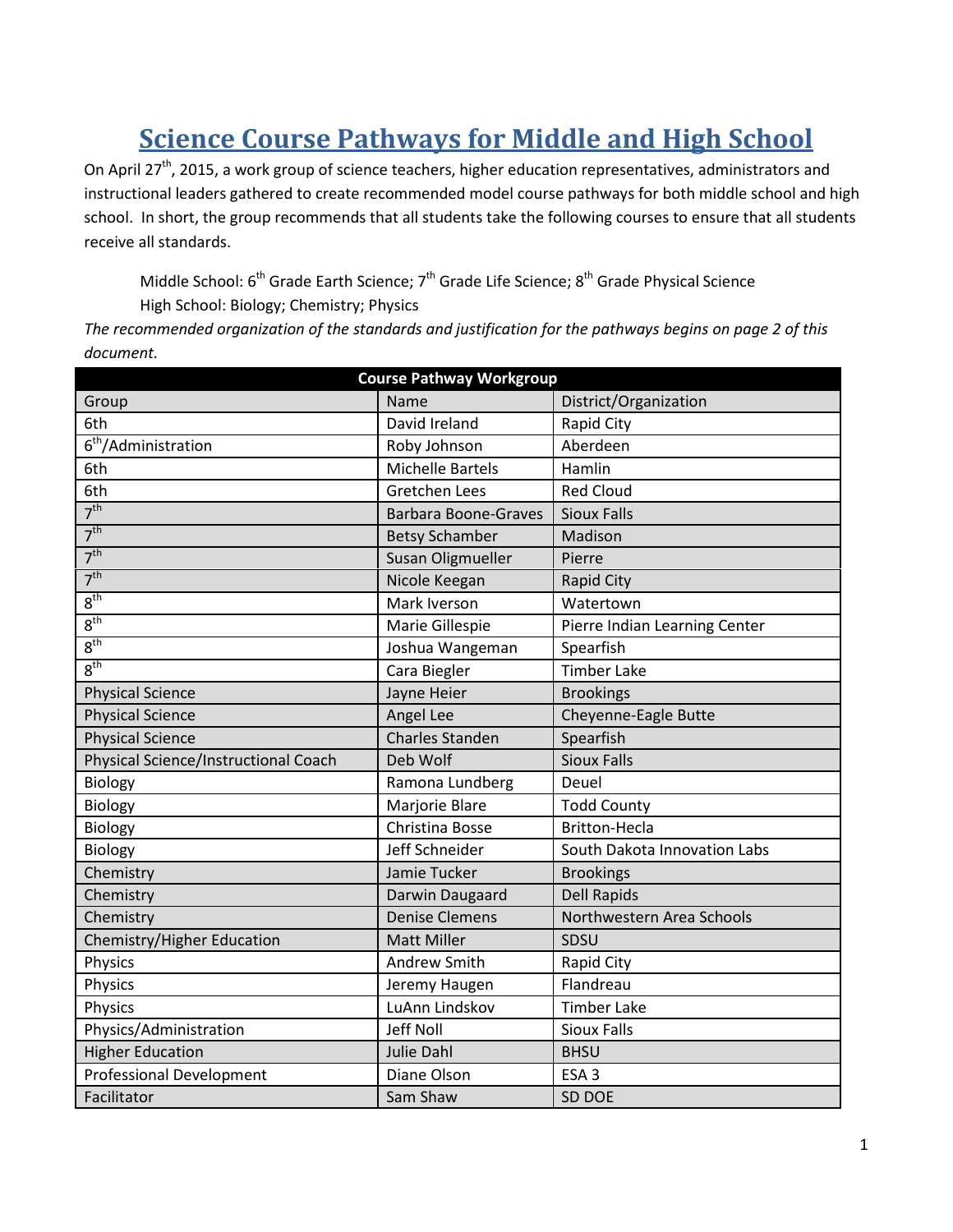# Science Course Pathways for Middle and High School

On April 27th, 2015, a work group of science teachers, higher education representatives, administrators and instructional leaders gathered to create recommended model course pathways for both middle school and high school. In short, the group recommends that all students take the following courses to ensure that all students receive all standards.

Middle School: 6th Grade Earth Science; 7th Grade Life Science; 8th Grade Physical Science

High School: Biology; Chemistry; Physics

*The recommended organization of the standards and justification for the pathways begins on page 2 of this document.*

| Course Pathway Workgroup | | |
|---|---|---|
| Group | Name | District/Organization |
| 6th | David Ireland | Rapid City |
| 6th/Administration | Roby Johnson | Aberdeen |
| 6th | Michelle Bartels | Hamlin |
| 6th | Gretchen Lees | Red Cloud |
| 7th | Barbara Boone-Graves | Sioux Falls |
| 7th | Betsy Schamber | Madison |
| 7th | Susan Oligmueller | Pierre |
| 7th | Nicole Keegan | Rapid City |
| 8th | Mark Iverson | Watertown |
| 8th | Marie Gillespie | Pierre Indian Learning Center |
| 8th | Joshua Wangeman | Spearfish |
| 8th | Cara Biegler | Timber Lake |
| Physical Science | Jayne Heier | Brookings |
| Physical Science | Angel Lee | Cheyenne-Eagle Butte |
| Physical Science | Charles Standen | Spearfish |
| Physical Science/Instructional Coach | Deb Wolf | Sioux Falls |
| Biology | Ramona Lundberg | Deuel |
| Biology | Marjorie Blare | Todd County |
| Biology | Christina Bosse | Britton-Hecla |
| Biology | Jeff Schneider | South Dakota Innovation Labs |
| Chemistry | Jamie Tucker | Brookings |
| Chemistry | Darwin Daugaard | Dell Rapids |
| Chemistry | Denise Clemens | Northwestern Area Schools |
| Chemistry/Higher Education | Matt Miller | SDSU |
| Physics | Andrew Smith | Rapid City |
| Physics | Jeremy Haugen | Flandreau |
| Physics | LuAnn Lindskov | Timber Lake |
| Physics/Administration | Jeff Noll | Sioux Falls |
| Higher Education | Julie Dahl | BHSU |
| Professional Development | Diane Olson | ESA 3 |
| Facilitator | Sam Shaw | SD DOE |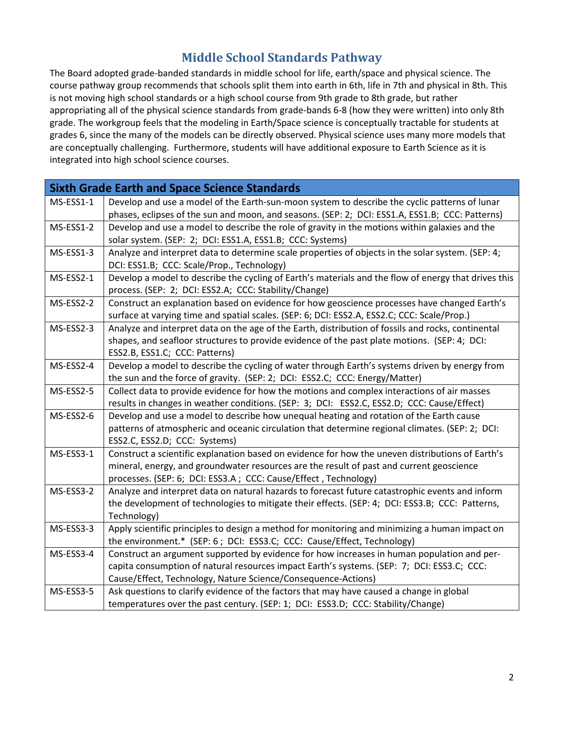# Middle School Standards Pathway

The Board adopted grade-banded standards in middle school for life, earth/space and physical science. The course pathway group recommends that schools split them into earth in 6th, life in 7th and physical in 8th. This is not moving high school standards or a high school course from 9th grade to 8th grade, but rather appropriating all of the physical science standards from grade-bands 6-8 (how they were written) into only 8th grade. The workgroup feels that the modeling in Earth/Space science is conceptually tractable for students at grades 6, since the many of the models can be directly observed. Physical science uses many more models that are conceptually challenging. Furthermore, students will have additional exposure to Earth Science as it is integrated into high school science courses.

| Sixth Grade Earth and Space Science Standards | |
|---|---|
| MS-ESS1-1 | Develop and use a model of the Earth-sun-moon system to describe the cyclic patterns of lunar phases, eclipses of the sun and moon, and seasons. (SEP: 2; DCI: ESS1.A, ESS1.B; CCC: Patterns) |
| MS-ESS1-2 | Develop and use a model to describe the role of gravity in the motions within galaxies and the solar system. (SEP: 2; DCI: ESS1.A, ESS1.B; CCC: Systems) |
| MS-ESS1-3 | Analyze and interpret data to determine scale properties of objects in the solar system. (SEP: 4; DCI: ESS1.B; CCC: Scale/Prop., Technology) |
| MS-ESS2-1 | Develop a model to describe the cycling of Earth's materials and the flow of energy that drives this process. (SEP: 2; DCI: ESS2.A; CCC: Stability/Change) |
| MS-ESS2-2 | Construct an explanation based on evidence for how geoscience processes have changed Earth's surface at varying time and spatial scales. (SEP: 6; DCI: ESS2.A, ESS2.C; CCC: Scale/Prop.) |
| MS-ESS2-3 | Analyze and interpret data on the age of the Earth, distribution of fossils and rocks, continental shapes, and seafloor structures to provide evidence of the past plate motions. (SEP: 4; DCI: ESS2.B, ESS1.C; CCC: Patterns) |
| MS-ESS2-4 | Develop a model to describe the cycling of water through Earth's systems driven by energy from the sun and the force of gravity. (SEP: 2; DCI: ESS2.C; CCC: Energy/Matter) |
| MS-ESS2-5 | Collect data to provide evidence for how the motions and complex interactions of air masses results in changes in weather conditions. (SEP: 3; DCI: ESS2.C, ESS2.D; CCC: Cause/Effect) |
| MS-ESS2-6 | Develop and use a model to describe how unequal heating and rotation of the Earth cause patterns of atmospheric and oceanic circulation that determine regional climates. (SEP: 2; DCI: ESS2.C, ESS2.D; CCC: Systems) |
| MS-ESS3-1 | Construct a scientific explanation based on evidence for how the uneven distributions of Earth's mineral, energy, and groundwater resources are the result of past and current geoscience processes. (SEP: 6; DCI: ESS3.A ; CCC: Cause/Effect , Technology) |
| MS-ESS3-2 | Analyze and interpret data on natural hazards to forecast future catastrophic events and inform the development of technologies to mitigate their effects. (SEP: 4; DCI: ESS3.B; CCC: Patterns, Technology) |
| MS-ESS3-3 | Apply scientific principles to design a method for monitoring and minimizing a human impact on the environment.* (SEP: 6 ; DCI: ESS3.C; CCC: Cause/Effect, Technology) |
| MS-ESS3-4 | Construct an argument supported by evidence for how increases in human population and per-capita consumption of natural resources impact Earth's systems. (SEP: 7; DCI: ESS3.C; CCC: Cause/Effect, Technology, Nature Science/Consequence-Actions) |
| MS-ESS3-5 | Ask questions to clarify evidence of the factors that may have caused a change in global temperatures over the past century. (SEP: 1; DCI: ESS3.D; CCC: Stability/Change) |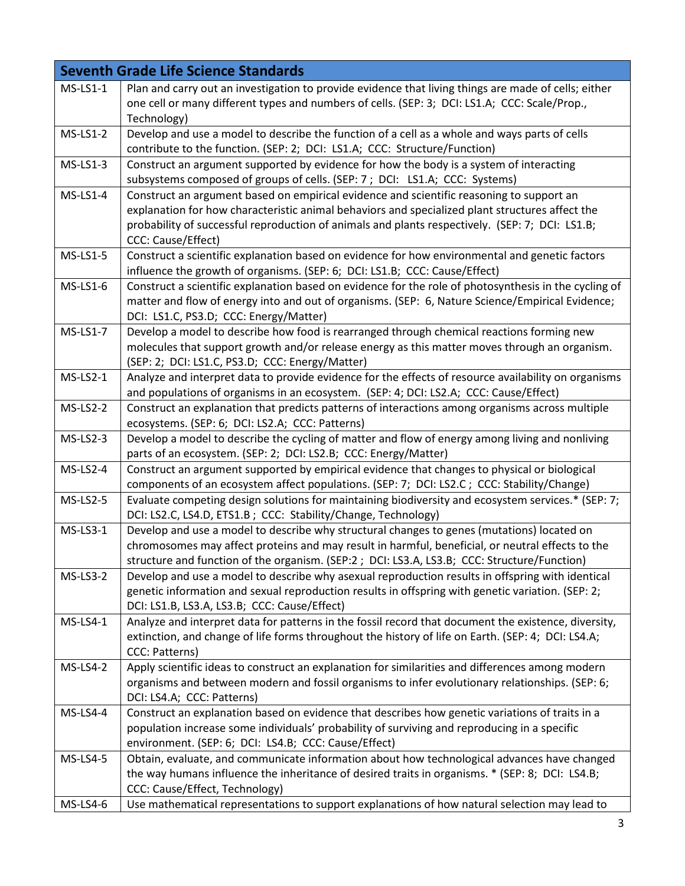| Seventh Grade Life Science Standards | |
|---|---|
| MS-LS1-1 | Plan and carry out an investigation to provide evidence that living things are made of cells; either one cell or many different types and numbers of cells. (SEP: 3; DCI: LS1.A; CCC: Scale/Prop., Technology) |
| MS-LS1-2 | Develop and use a model to describe the function of a cell as a whole and ways parts of cells contribute to the function. (SEP: 2; DCI: LS1.A; CCC: Structure/Function) |
| MS-LS1-3 | Construct an argument supported by evidence for how the body is a system of interacting subsystems composed of groups of cells. (SEP: 7 ; DCI: LS1.A; CCC: Systems) |
| MS-LS1-4 | Construct an argument based on empirical evidence and scientific reasoning to support an explanation for how characteristic animal behaviors and specialized plant structures affect the probability of successful reproduction of animals and plants respectively. (SEP: 7; DCI: LS1.B; CCC: Cause/Effect) |
| MS-LS1-5 | Construct a scientific explanation based on evidence for how environmental and genetic factors influence the growth of organisms. (SEP: 6; DCI: LS1.B; CCC: Cause/Effect) |
| MS-LS1-6 | Construct a scientific explanation based on evidence for the role of photosynthesis in the cycling of matter and flow of energy into and out of organisms. (SEP: 6, Nature Science/Empirical Evidence; DCI: LS1.C, PS3.D; CCC: Energy/Matter) |
| MS-LS1-7 | Develop a model to describe how food is rearranged through chemical reactions forming new molecules that support growth and/or release energy as this matter moves through an organism. (SEP: 2; DCI: LS1.C, PS3.D; CCC: Energy/Matter) |
| MS-LS2-1 | Analyze and interpret data to provide evidence for the effects of resource availability on organisms and populations of organisms in an ecosystem. (SEP: 4; DCI: LS2.A; CCC: Cause/Effect) |
| MS-LS2-2 | Construct an explanation that predicts patterns of interactions among organisms across multiple ecosystems. (SEP: 6; DCI: LS2.A; CCC: Patterns) |
| MS-LS2-3 | Develop a model to describe the cycling of matter and flow of energy among living and nonliving parts of an ecosystem. (SEP: 2; DCI: LS2.B; CCC: Energy/Matter) |
| MS-LS2-4 | Construct an argument supported by empirical evidence that changes to physical or biological components of an ecosystem affect populations. (SEP: 7; DCI: LS2.C ; CCC: Stability/Change) |
| MS-LS2-5 | Evaluate competing design solutions for maintaining biodiversity and ecosystem services.* (SEP: 7; DCI: LS2.C, LS4.D, ETS1.B ; CCC: Stability/Change, Technology) |
| MS-LS3-1 | Develop and use a model to describe why structural changes to genes (mutations) located on chromosomes may affect proteins and may result in harmful, beneficial, or neutral effects to the structure and function of the organism. (SEP:2 ; DCI: LS3.A, LS3.B; CCC: Structure/Function) |
| MS-LS3-2 | Develop and use a model to describe why asexual reproduction results in offspring with identical genetic information and sexual reproduction results in offspring with genetic variation. (SEP: 2; DCI: LS1.B, LS3.A, LS3.B; CCC: Cause/Effect) |
| MS-LS4-1 | Analyze and interpret data for patterns in the fossil record that document the existence, diversity, extinction, and change of life forms throughout the history of life on Earth. (SEP: 4; DCI: LS4.A; CCC: Patterns) |
| MS-LS4-2 | Apply scientific ideas to construct an explanation for similarities and differences among modern organisms and between modern and fossil organisms to infer evolutionary relationships. (SEP: 6; DCI: LS4.A; CCC: Patterns) |
| MS-LS4-4 | Construct an explanation based on evidence that describes how genetic variations of traits in a population increase some individuals' probability of surviving and reproducing in a specific environment. (SEP: 6; DCI: LS4.B; CCC: Cause/Effect) |
| MS-LS4-5 | Obtain, evaluate, and communicate information about how technological advances have changed the way humans influence the inheritance of desired traits in organisms. * (SEP: 8; DCI: LS4.B; CCC: Cause/Effect, Technology) |
| MS-LS4-6 | Use mathematical representations to support explanations of how natural selection may lead to |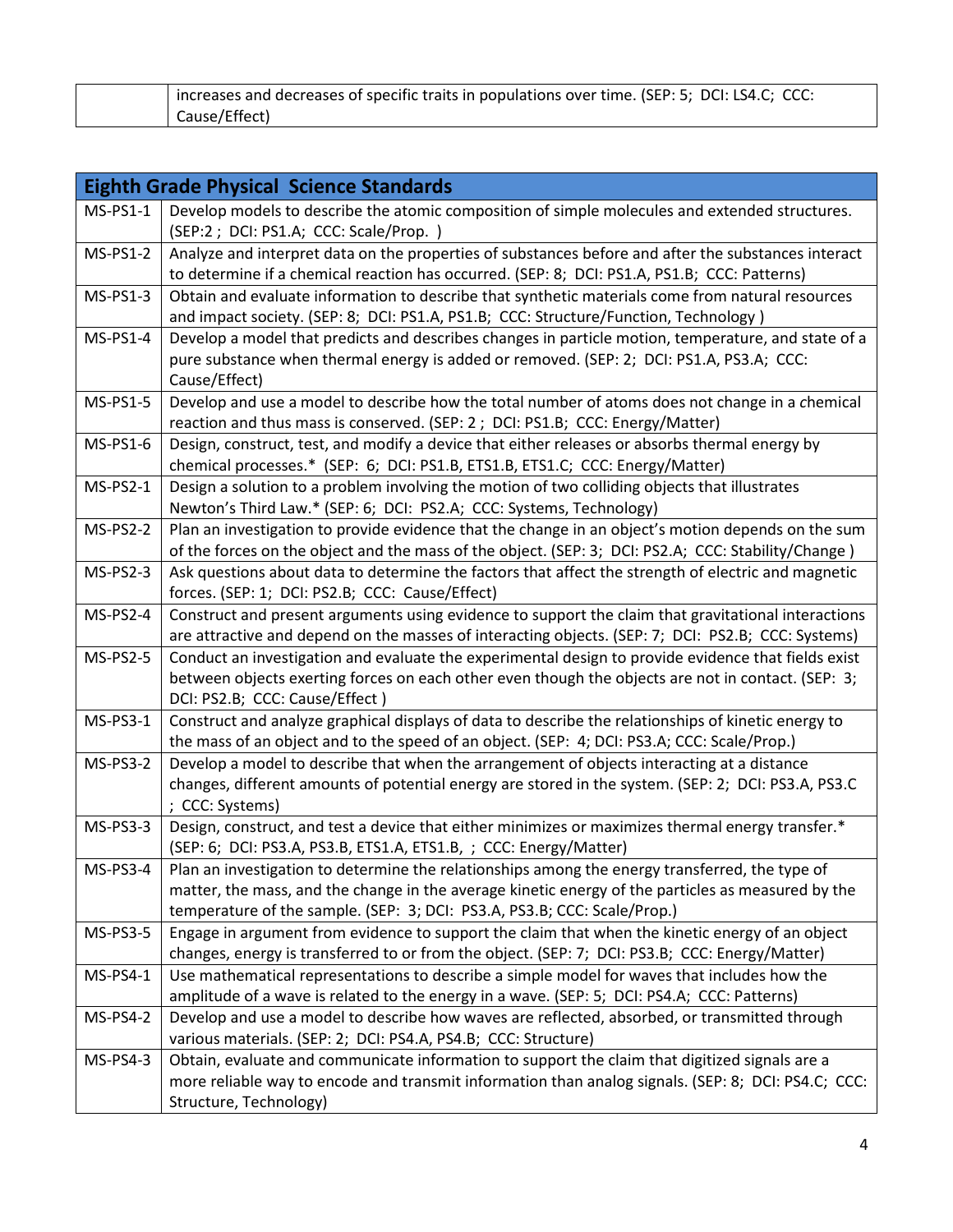|  | increases and decreases of specific traits in populations over time. (SEP: 5; DCI: LS4.C; CCC: Cause/Effect) |
|---|---|

| Eighth Grade Physical Science Standards | |
|---|---|
| MS-PS1-1 | Develop models to describe the atomic composition of simple molecules and extended structures. (SEP:2 ; DCI: PS1.A; CCC: Scale/Prop. ) |
| MS-PS1-2 | Analyze and interpret data on the properties of substances before and after the substances interact to determine if a chemical reaction has occurred. (SEP: 8; DCI: PS1.A, PS1.B; CCC: Patterns) |
| MS-PS1-3 | Obtain and evaluate information to describe that synthetic materials come from natural resources and impact society. (SEP: 8; DCI: PS1.A, PS1.B; CCC: Structure/Function, Technology ) |
| MS-PS1-4 | Develop a model that predicts and describes changes in particle motion, temperature, and state of a pure substance when thermal energy is added or removed. (SEP: 2; DCI: PS1.A, PS3.A; CCC: Cause/Effect) |
| MS-PS1-5 | Develop and use a model to describe how the total number of atoms does not change in a chemical reaction and thus mass is conserved. (SEP: 2 ; DCI: PS1.B; CCC: Energy/Matter) |
| MS-PS1-6 | Design, construct, test, and modify a device that either releases or absorbs thermal energy by chemical processes.* (SEP: 6; DCI: PS1.B, ETS1.B, ETS1.C; CCC: Energy/Matter) |
| MS-PS2-1 | Design a solution to a problem involving the motion of two colliding objects that illustrates Newton's Third Law.* (SEP: 6; DCI: PS2.A; CCC: Systems, Technology) |
| MS-PS2-2 | Plan an investigation to provide evidence that the change in an object's motion depends on the sum of the forces on the object and the mass of the object. (SEP: 3; DCI: PS2.A; CCC: Stability/Change ) |
| MS-PS2-3 | Ask questions about data to determine the factors that affect the strength of electric and magnetic forces. (SEP: 1; DCI: PS2.B; CCC: Cause/Effect) |
| MS-PS2-4 | Construct and present arguments using evidence to support the claim that gravitational interactions are attractive and depend on the masses of interacting objects. (SEP: 7; DCI: PS2.B; CCC: Systems) |
| MS-PS2-5 | Conduct an investigation and evaluate the experimental design to provide evidence that fields exist between objects exerting forces on each other even though the objects are not in contact. (SEP: 3; DCI: PS2.B; CCC: Cause/Effect ) |
| MS-PS3-1 | Construct and analyze graphical displays of data to describe the relationships of kinetic energy to the mass of an object and to the speed of an object. (SEP: 4; DCI: PS3.A; CCC: Scale/Prop.) |
| MS-PS3-2 | Develop a model to describe that when the arrangement of objects interacting at a distance changes, different amounts of potential energy are stored in the system. (SEP: 2; DCI: PS3.A, PS3.C ; CCC: Systems) |
| MS-PS3-3 | Design, construct, and test a device that either minimizes or maximizes thermal energy transfer.* (SEP: 6; DCI: PS3.A, PS3.B, ETS1.A, ETS1.B, ; CCC: Energy/Matter) |
| MS-PS3-4 | Plan an investigation to determine the relationships among the energy transferred, the type of matter, the mass, and the change in the average kinetic energy of the particles as measured by the temperature of the sample. (SEP: 3; DCI: PS3.A, PS3.B; CCC: Scale/Prop.) |
| MS-PS3-5 | Engage in argument from evidence to support the claim that when the kinetic energy of an object changes, energy is transferred to or from the object. (SEP: 7; DCI: PS3.B; CCC: Energy/Matter) |
| MS-PS4-1 | Use mathematical representations to describe a simple model for waves that includes how the amplitude of a wave is related to the energy in a wave. (SEP: 5; DCI: PS4.A; CCC: Patterns) |
| MS-PS4-2 | Develop and use a model to describe how waves are reflected, absorbed, or transmitted through various materials. (SEP: 2; DCI: PS4.A, PS4.B; CCC: Structure) |
| MS-PS4-3 | Obtain, evaluate and communicate information to support the claim that digitized signals are a more reliable way to encode and transmit information than analog signals. (SEP: 8; DCI: PS4.C; CCC: Structure, Technology) |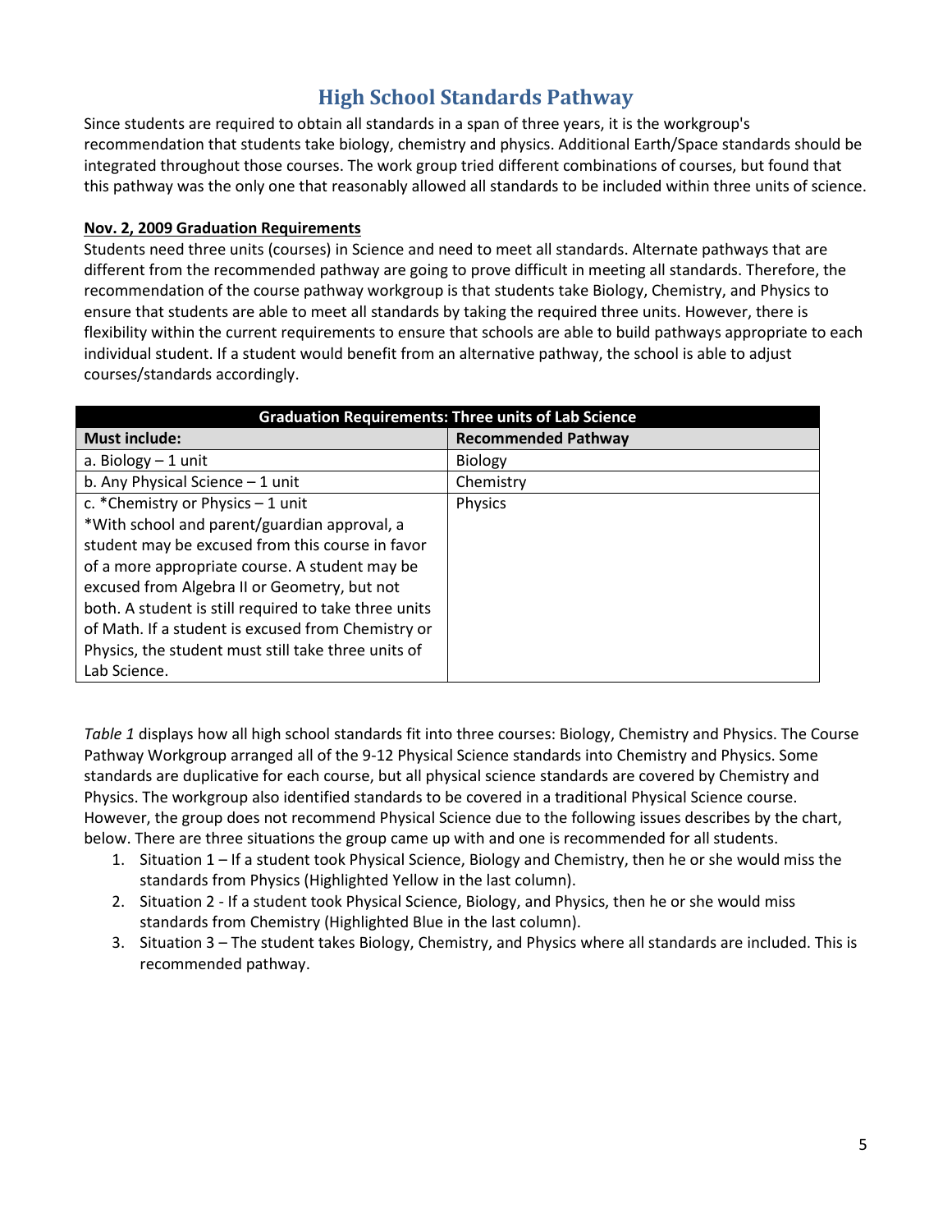# High School Standards Pathway

Since students are required to obtain all standards in a span of three years, it is the workgroup's recommendation that students take biology, chemistry and physics. Additional Earth/Space standards should be integrated throughout those courses. The work group tried different combinations of courses, but found that this pathway was the only one that reasonably allowed all standards to be included within three units of science.

**Nov. 2, 2009 Graduation Requirements**

Students need three units (courses) in Science and need to meet all standards. Alternate pathways that are different from the recommended pathway are going to prove difficult in meeting all standards. Therefore, the recommendation of the course pathway workgroup is that students take Biology, Chemistry, and Physics to ensure that students are able to meet all standards by taking the required three units. However, there is flexibility within the current requirements to ensure that schools are able to build pathways appropriate to each individual student. If a student would benefit from an alternative pathway, the school is able to adjust courses/standards accordingly.

| Graduation Requirements: Three units of Lab Science | |
|---|---|
| **Must include:** | **Recommended Pathway** |
| a. Biology – 1 unit | Biology |
| b. Any Physical Science – 1 unit | Chemistry |
| c. *Chemistry or Physics – 1 unit<br>*With school and parent/guardian approval, a student may be excused from this course in favor of a more appropriate course. A student may be excused from Algebra II or Geometry, but not both. A student is still required to take three units of Math. If a student is excused from Chemistry or Physics, the student must still take three units of Lab Science. | Physics |

*Table 1* displays how all high school standards fit into three courses: Biology, Chemistry and Physics. The Course Pathway Workgroup arranged all of the 9-12 Physical Science standards into Chemistry and Physics. Some standards are duplicative for each course, but all physical science standards are covered by Chemistry and Physics. The workgroup also identified standards to be covered in a traditional Physical Science course. However, the group does not recommend Physical Science due to the following issues describes by the chart, below. There are three situations the group came up with and one is recommended for all students.

1. Situation 1 – If a student took Physical Science, Biology and Chemistry, then he or she would miss the standards from Physics (Highlighted Yellow in the last column).
2. Situation 2 - If a student took Physical Science, Biology, and Physics, then he or she would miss standards from Chemistry (Highlighted Blue in the last column).
3. Situation 3 – The student takes Biology, Chemistry, and Physics where all standards are included. This is recommended pathway.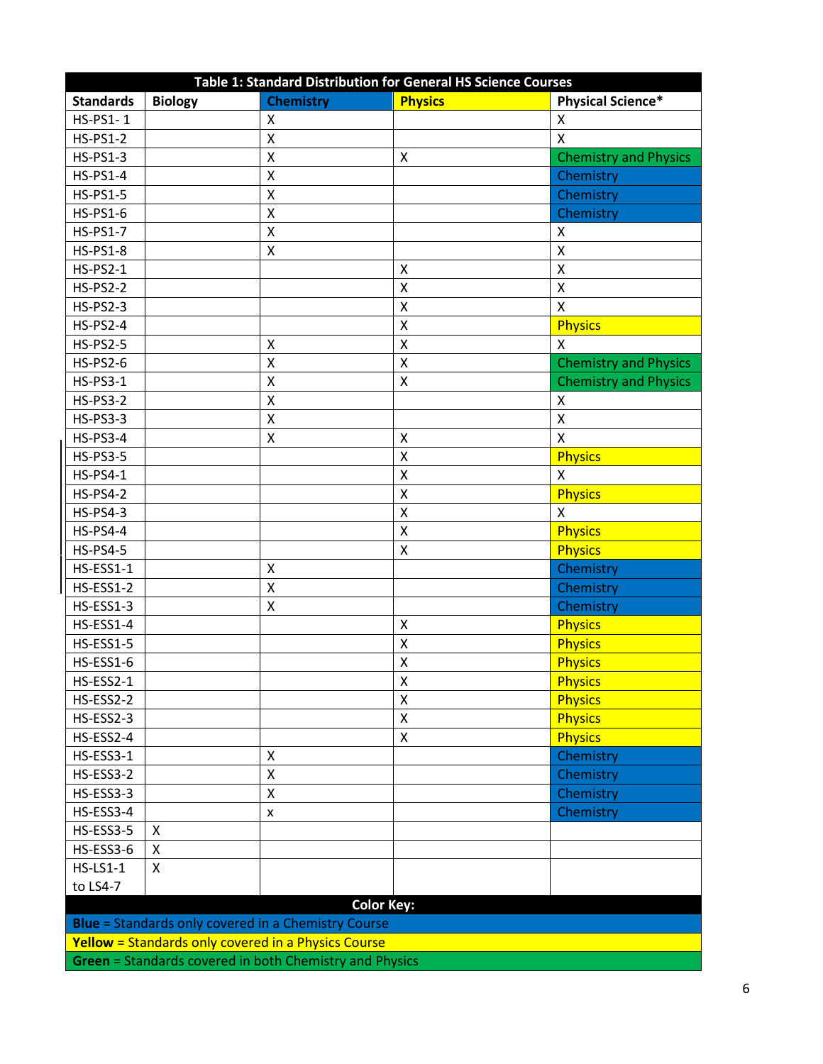| Table 1: Standard Distribution for General HS Science Courses | | | | |
|---|---|---|---|---|
| **Standards** | **Biology** | **Chemistry** | **Physics** | **Physical Science*** |
| HS-PS1- 1 | | X | | X |
| HS-PS1-2 | | X | | X |
| HS-PS1-3 | | X | X | Chemistry and Physics |
| HS-PS1-4 | | X | | Chemistry |
| HS-PS1-5 | | X | | Chemistry |
| HS-PS1-6 | | X | | Chemistry |
| HS-PS1-7 | | X | | X |
| HS-PS1-8 | | X | | X |
| HS-PS2-1 | | | X | X |
| HS-PS2-2 | | | X | X |
| HS-PS2-3 | | | X | X |
| HS-PS2-4 | | | X | Physics |
| HS-PS2-5 | | X | X | X |
| HS-PS2-6 | | X | X | Chemistry and Physics |
| HS-PS3-1 | | X | X | Chemistry and Physics |
| HS-PS3-2 | | X | | X |
| HS-PS3-3 | | X | | X |
| HS-PS3-4 | | X | X | X |
| HS-PS3-5 | | | X | Physics |
| HS-PS4-1 | | | X | X |
| HS-PS4-2 | | | X | Physics |
| HS-PS4-3 | | | X | X |
| HS-PS4-4 | | | X | Physics |
| HS-PS4-5 | | | X | Physics |
| HS-ESS1-1 | | X | | Chemistry |
| HS-ESS1-2 | | X | | Chemistry |
| HS-ESS1-3 | | X | | Chemistry |
| HS-ESS1-4 | | | X | Physics |
| HS-ESS1-5 | | | X | Physics |
| HS-ESS1-6 | | | X | Physics |
| HS-ESS2-1 | | | X | Physics |
| HS-ESS2-2 | | | X | Physics |
| HS-ESS2-3 | | | X | Physics |
| HS-ESS2-4 | | | X | Physics |
| HS-ESS3-1 | | X | | Chemistry |
| HS-ESS3-2 | | X | | Chemistry |
| HS-ESS3-3 | | X | | Chemistry |
| HS-ESS3-4 | | x | | Chemistry |
| HS-ESS3-5 | X | | | |
| HS-ESS3-6 | X | | | |
| HS-LS1-1 to LS4-7 | X | | | |
| **Color Key:** | | | | |
| **Blue** = Standards only covered in a Chemistry Course | | | | |
| **Yellow** = Standards only covered in a Physics Course | | | | |
| **Green** = Standards covered in both Chemistry and Physics | | | | |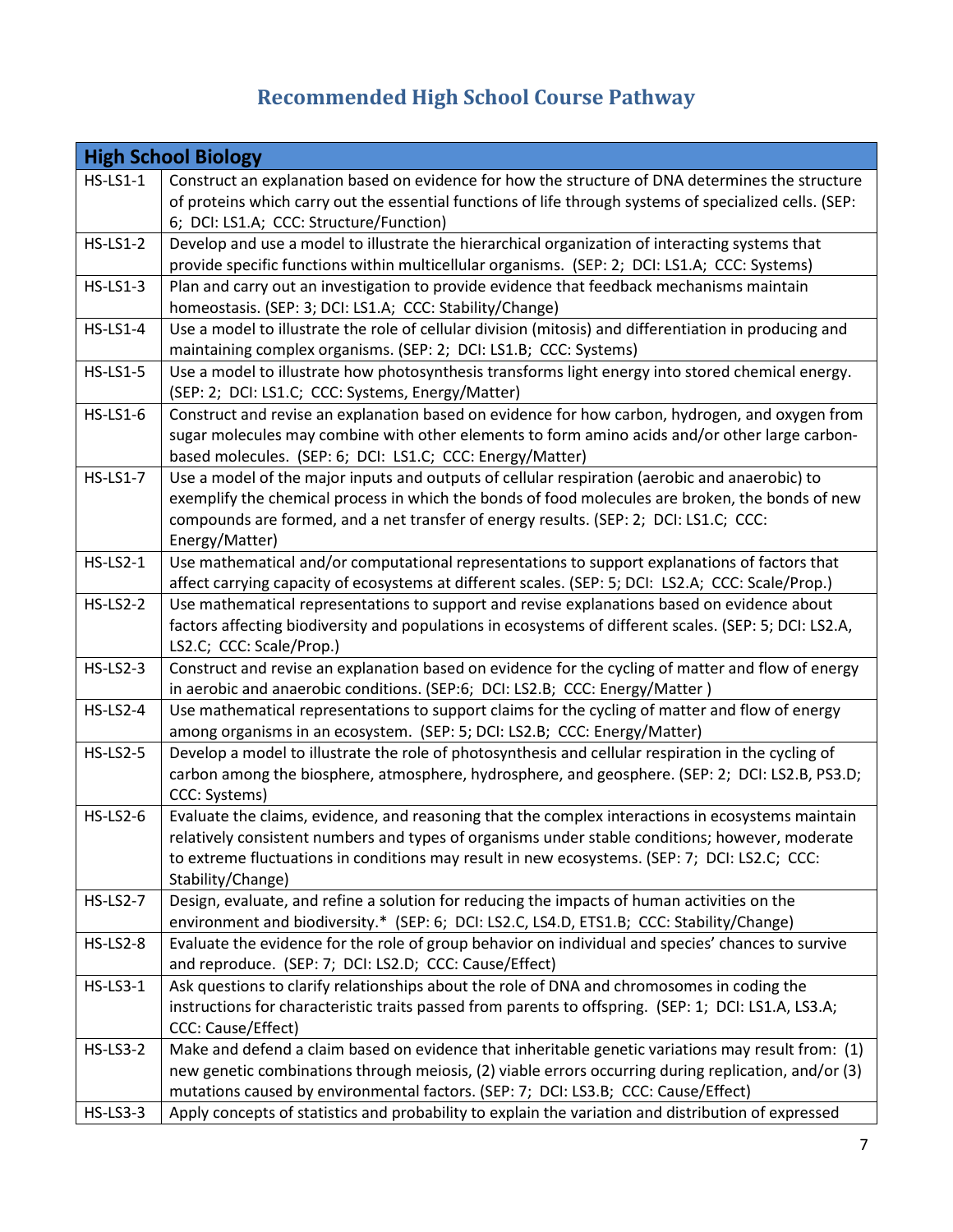## Recommended High School Course Pathway

| High School Biology | |
|---|---|
| HS-LS1-1 | Construct an explanation based on evidence for how the structure of DNA determines the structure of proteins which carry out the essential functions of life through systems of specialized cells. (SEP: 6; DCI: LS1.A; CCC: Structure/Function) |
| HS-LS1-2 | Develop and use a model to illustrate the hierarchical organization of interacting systems that provide specific functions within multicellular organisms. (SEP: 2; DCI: LS1.A; CCC: Systems) |
| HS-LS1-3 | Plan and carry out an investigation to provide evidence that feedback mechanisms maintain homeostasis. (SEP: 3; DCI: LS1.A; CCC: Stability/Change) |
| HS-LS1-4 | Use a model to illustrate the role of cellular division (mitosis) and differentiation in producing and maintaining complex organisms. (SEP: 2; DCI: LS1.B; CCC: Systems) |
| HS-LS1-5 | Use a model to illustrate how photosynthesis transforms light energy into stored chemical energy. (SEP: 2; DCI: LS1.C; CCC: Systems, Energy/Matter) |
| HS-LS1-6 | Construct and revise an explanation based on evidence for how carbon, hydrogen, and oxygen from sugar molecules may combine with other elements to form amino acids and/or other large carbon-based molecules. (SEP: 6; DCI: LS1.C; CCC: Energy/Matter) |
| HS-LS1-7 | Use a model of the major inputs and outputs of cellular respiration (aerobic and anaerobic) to exemplify the chemical process in which the bonds of food molecules are broken, the bonds of new compounds are formed, and a net transfer of energy results. (SEP: 2; DCI: LS1.C; CCC: Energy/Matter) |
| HS-LS2-1 | Use mathematical and/or computational representations to support explanations of factors that affect carrying capacity of ecosystems at different scales. (SEP: 5; DCI: LS2.A; CCC: Scale/Prop.) |
| HS-LS2-2 | Use mathematical representations to support and revise explanations based on evidence about factors affecting biodiversity and populations in ecosystems of different scales. (SEP: 5; DCI: LS2.A, LS2.C; CCC: Scale/Prop.) |
| HS-LS2-3 | Construct and revise an explanation based on evidence for the cycling of matter and flow of energy in aerobic and anaerobic conditions. (SEP:6; DCI: LS2.B; CCC: Energy/Matter ) |
| HS-LS2-4 | Use mathematical representations to support claims for the cycling of matter and flow of energy among organisms in an ecosystem. (SEP: 5; DCI: LS2.B; CCC: Energy/Matter) |
| HS-LS2-5 | Develop a model to illustrate the role of photosynthesis and cellular respiration in the cycling of carbon among the biosphere, atmosphere, hydrosphere, and geosphere. (SEP: 2; DCI: LS2.B, PS3.D; CCC: Systems) |
| HS-LS2-6 | Evaluate the claims, evidence, and reasoning that the complex interactions in ecosystems maintain relatively consistent numbers and types of organisms under stable conditions; however, moderate to extreme fluctuations in conditions may result in new ecosystems. (SEP: 7; DCI: LS2.C; CCC: Stability/Change) |
| HS-LS2-7 | Design, evaluate, and refine a solution for reducing the impacts of human activities on the environment and biodiversity.* (SEP: 6; DCI: LS2.C, LS4.D, ETS1.B; CCC: Stability/Change) |
| HS-LS2-8 | Evaluate the evidence for the role of group behavior on individual and species' chances to survive and reproduce. (SEP: 7; DCI: LS2.D; CCC: Cause/Effect) |
| HS-LS3-1 | Ask questions to clarify relationships about the role of DNA and chromosomes in coding the instructions for characteristic traits passed from parents to offspring. (SEP: 1; DCI: LS1.A, LS3.A; CCC: Cause/Effect) |
| HS-LS3-2 | Make and defend a claim based on evidence that inheritable genetic variations may result from: (1) new genetic combinations through meiosis, (2) viable errors occurring during replication, and/or (3) mutations caused by environmental factors. (SEP: 7; DCI: LS3.B; CCC: Cause/Effect) |
| HS-LS3-3 | Apply concepts of statistics and probability to explain the variation and distribution of expressed |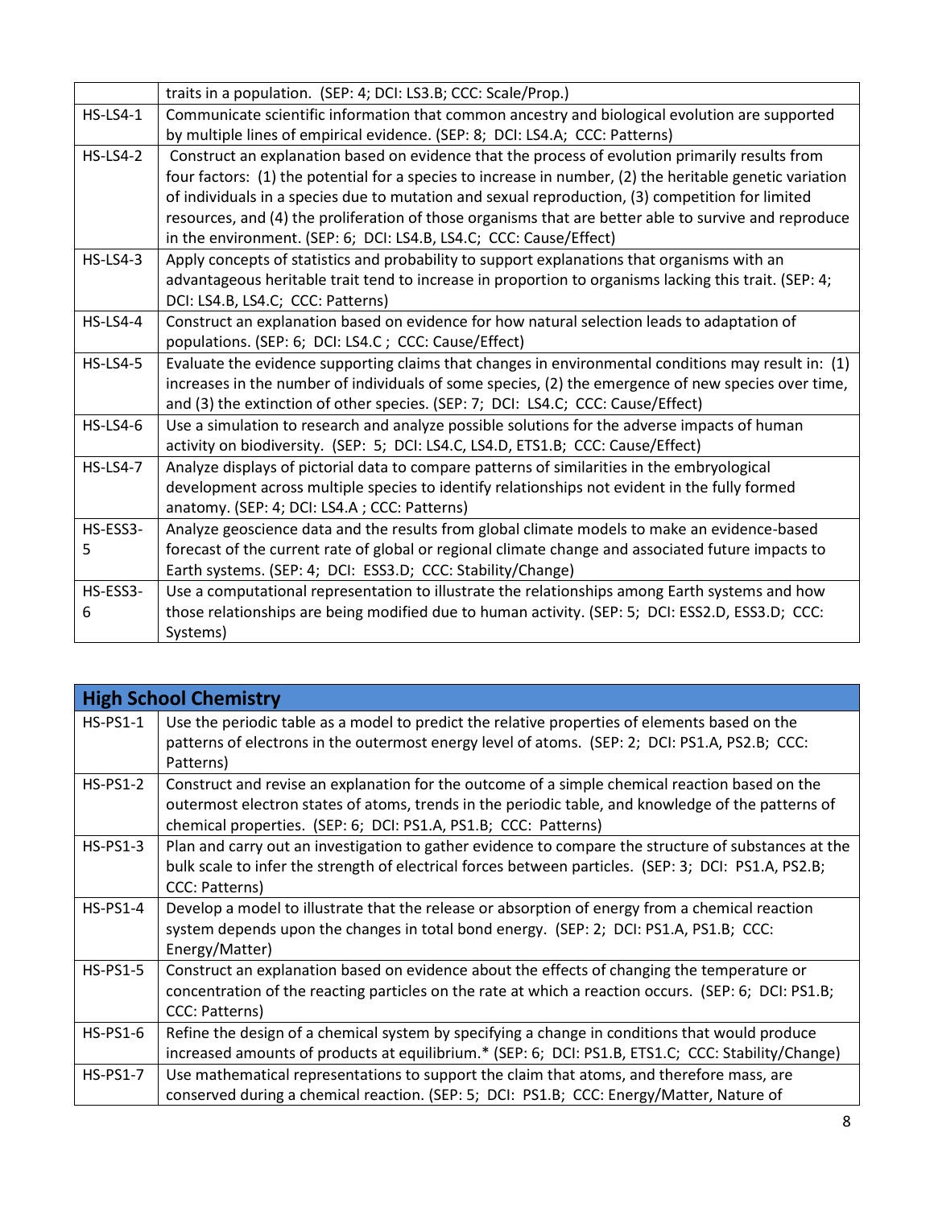| | |
|---|---|
| | traits in a population. (SEP: 4; DCI: LS3.B; CCC: Scale/Prop.) |
| HS-LS4-1 | Communicate scientific information that common ancestry and biological evolution are supported by multiple lines of empirical evidence. (SEP: 8; DCI: LS4.A; CCC: Patterns) |
| HS-LS4-2 | Construct an explanation based on evidence that the process of evolution primarily results from four factors: (1) the potential for a species to increase in number, (2) the heritable genetic variation of individuals in a species due to mutation and sexual reproduction, (3) competition for limited resources, and (4) the proliferation of those organisms that are better able to survive and reproduce in the environment. (SEP: 6; DCI: LS4.B, LS4.C; CCC: Cause/Effect) |
| HS-LS4-3 | Apply concepts of statistics and probability to support explanations that organisms with an advantageous heritable trait tend to increase in proportion to organisms lacking this trait. (SEP: 4; DCI: LS4.B, LS4.C; CCC: Patterns) |
| HS-LS4-4 | Construct an explanation based on evidence for how natural selection leads to adaptation of populations. (SEP: 6; DCI: LS4.C ; CCC: Cause/Effect) |
| HS-LS4-5 | Evaluate the evidence supporting claims that changes in environmental conditions may result in: (1) increases in the number of individuals of some species, (2) the emergence of new species over time, and (3) the extinction of other species. (SEP: 7; DCI: LS4.C; CCC: Cause/Effect) |
| HS-LS4-6 | Use a simulation to research and analyze possible solutions for the adverse impacts of human activity on biodiversity. (SEP: 5; DCI: LS4.C, LS4.D, ETS1.B; CCC: Cause/Effect) |
| HS-LS4-7 | Analyze displays of pictorial data to compare patterns of similarities in the embryological development across multiple species to identify relationships not evident in the fully formed anatomy. (SEP: 4; DCI: LS4.A ; CCC: Patterns) |
| HS-ESS3-5 | Analyze geoscience data and the results from global climate models to make an evidence-based forecast of the current rate of global or regional climate change and associated future impacts to Earth systems. (SEP: 4; DCI: ESS3.D; CCC: Stability/Change) |
| HS-ESS3-6 | Use a computational representation to illustrate the relationships among Earth systems and how those relationships are being modified due to human activity. (SEP: 5; DCI: ESS2.D, ESS3.D; CCC: Systems) |

| **High School Chemistry** | |
|---|---|
| HS-PS1-1 | Use the periodic table as a model to predict the relative properties of elements based on the patterns of electrons in the outermost energy level of atoms. (SEP: 2; DCI: PS1.A, PS2.B; CCC: Patterns) |
| HS-PS1-2 | Construct and revise an explanation for the outcome of a simple chemical reaction based on the outermost electron states of atoms, trends in the periodic table, and knowledge of the patterns of chemical properties. (SEP: 6; DCI: PS1.A, PS1.B; CCC: Patterns) |
| HS-PS1-3 | Plan and carry out an investigation to gather evidence to compare the structure of substances at the bulk scale to infer the strength of electrical forces between particles. (SEP: 3; DCI: PS1.A, PS2.B; CCC: Patterns) |
| HS-PS1-4 | Develop a model to illustrate that the release or absorption of energy from a chemical reaction system depends upon the changes in total bond energy. (SEP: 2; DCI: PS1.A, PS1.B; CCC: Energy/Matter) |
| HS-PS1-5 | Construct an explanation based on evidence about the effects of changing the temperature or concentration of the reacting particles on the rate at which a reaction occurs. (SEP: 6; DCI: PS1.B; CCC: Patterns) |
| HS-PS1-6 | Refine the design of a chemical system by specifying a change in conditions that would produce increased amounts of products at equilibrium.* (SEP: 6; DCI: PS1.B, ETS1.C; CCC: Stability/Change) |
| HS-PS1-7 | Use mathematical representations to support the claim that atoms, and therefore mass, are conserved during a chemical reaction. (SEP: 5; DCI: PS1.B; CCC: Energy/Matter, Nature of |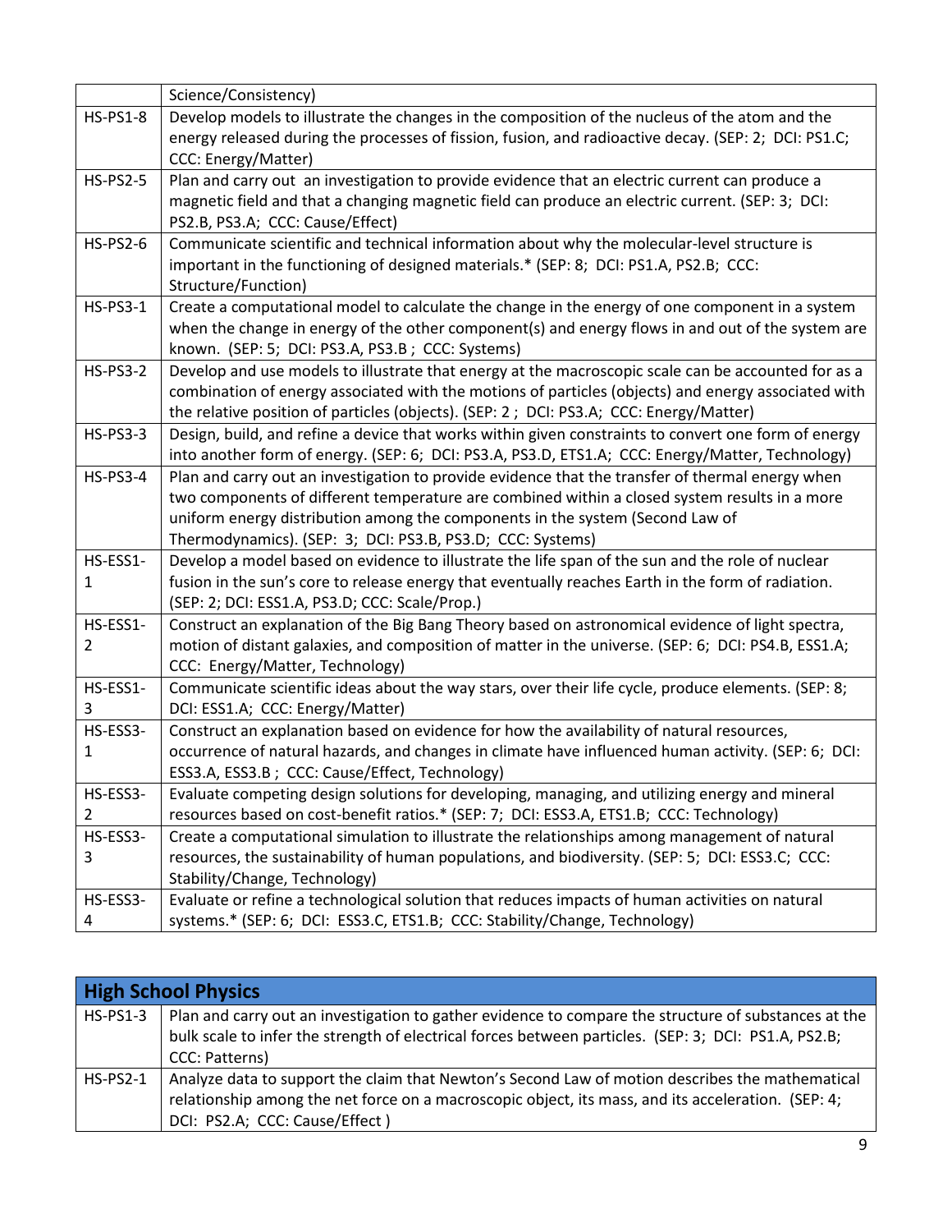| | |
|---|---|
| | Science/Consistency) |
| HS-PS1-8 | Develop models to illustrate the changes in the composition of the nucleus of the atom and the energy released during the processes of fission, fusion, and radioactive decay. (SEP: 2; DCI: PS1.C; CCC: Energy/Matter) |
| HS-PS2-5 | Plan and carry out an investigation to provide evidence that an electric current can produce a magnetic field and that a changing magnetic field can produce an electric current. (SEP: 3; DCI: PS2.B, PS3.A; CCC: Cause/Effect) |
| HS-PS2-6 | Communicate scientific and technical information about why the molecular-level structure is important in the functioning of designed materials.* (SEP: 8; DCI: PS1.A, PS2.B; CCC: Structure/Function) |
| HS-PS3-1 | Create a computational model to calculate the change in the energy of one component in a system when the change in energy of the other component(s) and energy flows in and out of the system are known. (SEP: 5; DCI: PS3.A, PS3.B ; CCC: Systems) |
| HS-PS3-2 | Develop and use models to illustrate that energy at the macroscopic scale can be accounted for as a combination of energy associated with the motions of particles (objects) and energy associated with the relative position of particles (objects). (SEP: 2 ; DCI: PS3.A; CCC: Energy/Matter) |
| HS-PS3-3 | Design, build, and refine a device that works within given constraints to convert one form of energy into another form of energy. (SEP: 6; DCI: PS3.A, PS3.D, ETS1.A; CCC: Energy/Matter, Technology) |
| HS-PS3-4 | Plan and carry out an investigation to provide evidence that the transfer of thermal energy when two components of different temperature are combined within a closed system results in a more uniform energy distribution among the components in the system (Second Law of Thermodynamics). (SEP: 3; DCI: PS3.B, PS3.D; CCC: Systems) |
| HS-ESS1-1 | Develop a model based on evidence to illustrate the life span of the sun and the role of nuclear fusion in the sun's core to release energy that eventually reaches Earth in the form of radiation. (SEP: 2; DCI: ESS1.A, PS3.D; CCC: Scale/Prop.) |
| HS-ESS1-2 | Construct an explanation of the Big Bang Theory based on astronomical evidence of light spectra, motion of distant galaxies, and composition of matter in the universe. (SEP: 6; DCI: PS4.B, ESS1.A; CCC: Energy/Matter, Technology) |
| HS-ESS1-3 | Communicate scientific ideas about the way stars, over their life cycle, produce elements. (SEP: 8; DCI: ESS1.A; CCC: Energy/Matter) |
| HS-ESS3-1 | Construct an explanation based on evidence for how the availability of natural resources, occurrence of natural hazards, and changes in climate have influenced human activity. (SEP: 6; DCI: ESS3.A, ESS3.B ; CCC: Cause/Effect, Technology) |
| HS-ESS3-2 | Evaluate competing design solutions for developing, managing, and utilizing energy and mineral resources based on cost-benefit ratios.* (SEP: 7; DCI: ESS3.A, ETS1.B; CCC: Technology) |
| HS-ESS3-3 | Create a computational simulation to illustrate the relationships among management of natural resources, the sustainability of human populations, and biodiversity. (SEP: 5; DCI: ESS3.C; CCC: Stability/Change, Technology) |
| HS-ESS3-4 | Evaluate or refine a technological solution that reduces impacts of human activities on natural systems.* (SEP: 6; DCI: ESS3.C, ETS1.B; CCC: Stability/Change, Technology) |

| **High School Physics** | |
|---|---|
| HS-PS1-3 | Plan and carry out an investigation to gather evidence to compare the structure of substances at the bulk scale to infer the strength of electrical forces between particles. (SEP: 3; DCI: PS1.A, PS2.B; CCC: Patterns) |
| HS-PS2-1 | Analyze data to support the claim that Newton's Second Law of motion describes the mathematical relationship among the net force on a macroscopic object, its mass, and its acceleration. (SEP: 4; DCI: PS2.A; CCC: Cause/Effect ) |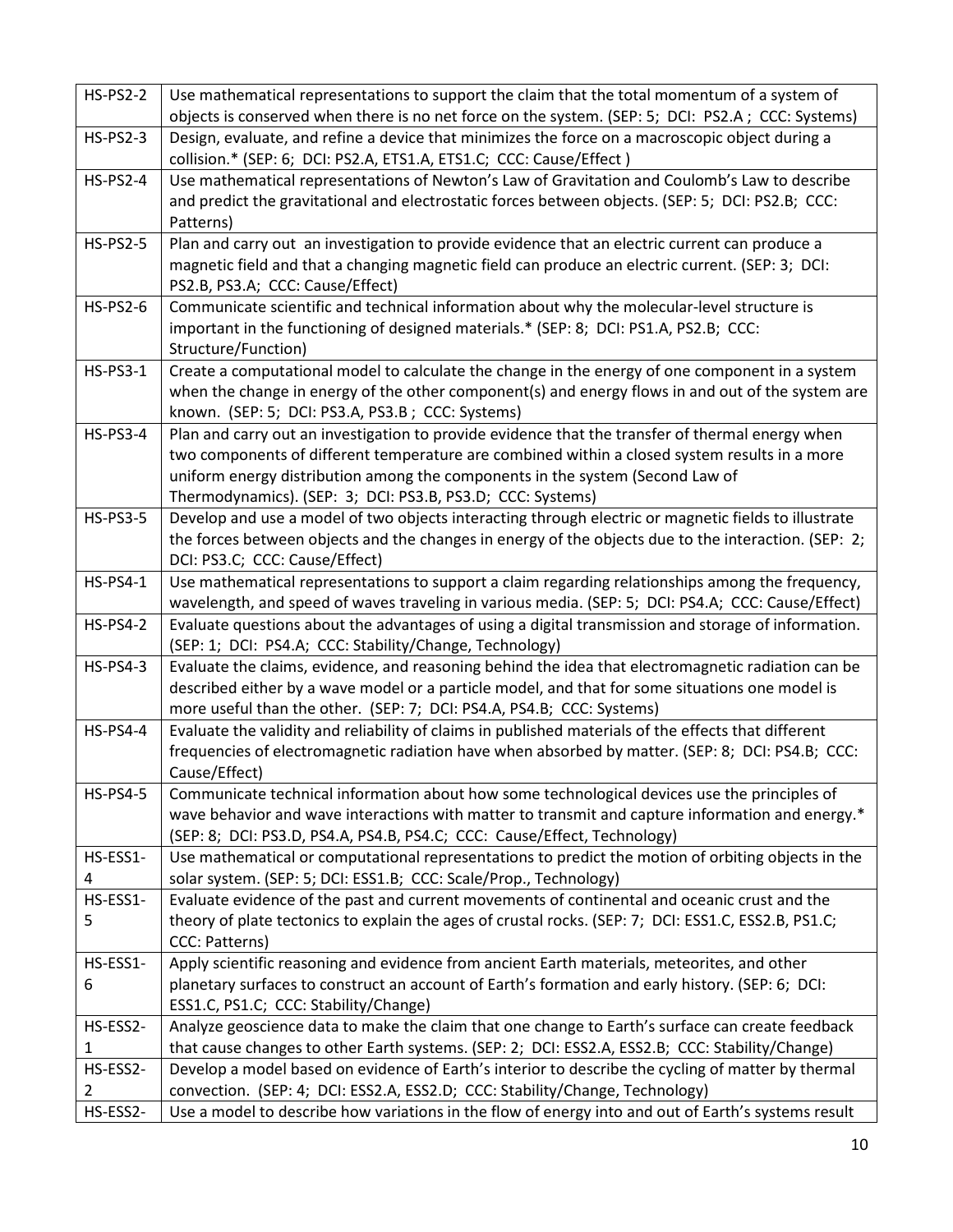| | |
|---|---|
| HS-PS2-2 | Use mathematical representations to support the claim that the total momentum of a system of objects is conserved when there is no net force on the system. (SEP: 5; DCI: PS2.A ; CCC: Systems) |
| HS-PS2-3 | Design, evaluate, and refine a device that minimizes the force on a macroscopic object during a collision.* (SEP: 6; DCI: PS2.A, ETS1.A, ETS1.C; CCC: Cause/Effect ) |
| HS-PS2-4 | Use mathematical representations of Newton's Law of Gravitation and Coulomb's Law to describe and predict the gravitational and electrostatic forces between objects. (SEP: 5; DCI: PS2.B; CCC: Patterns) |
| HS-PS2-5 | Plan and carry out an investigation to provide evidence that an electric current can produce a magnetic field and that a changing magnetic field can produce an electric current. (SEP: 3; DCI: PS2.B, PS3.A; CCC: Cause/Effect) |
| HS-PS2-6 | Communicate scientific and technical information about why the molecular-level structure is important in the functioning of designed materials.* (SEP: 8; DCI: PS1.A, PS2.B; CCC: Structure/Function) |
| HS-PS3-1 | Create a computational model to calculate the change in the energy of one component in a system when the change in energy of the other component(s) and energy flows in and out of the system are known. (SEP: 5; DCI: PS3.A, PS3.B ; CCC: Systems) |
| HS-PS3-4 | Plan and carry out an investigation to provide evidence that the transfer of thermal energy when two components of different temperature are combined within a closed system results in a more uniform energy distribution among the components in the system (Second Law of Thermodynamics). (SEP: 3; DCI: PS3.B, PS3.D; CCC: Systems) |
| HS-PS3-5 | Develop and use a model of two objects interacting through electric or magnetic fields to illustrate the forces between objects and the changes in energy of the objects due to the interaction. (SEP: 2; DCI: PS3.C; CCC: Cause/Effect) |
| HS-PS4-1 | Use mathematical representations to support a claim regarding relationships among the frequency, wavelength, and speed of waves traveling in various media. (SEP: 5; DCI: PS4.A; CCC: Cause/Effect) |
| HS-PS4-2 | Evaluate questions about the advantages of using a digital transmission and storage of information. (SEP: 1; DCI: PS4.A; CCC: Stability/Change, Technology) |
| HS-PS4-3 | Evaluate the claims, evidence, and reasoning behind the idea that electromagnetic radiation can be described either by a wave model or a particle model, and that for some situations one model is more useful than the other. (SEP: 7; DCI: PS4.A, PS4.B; CCC: Systems) |
| HS-PS4-4 | Evaluate the validity and reliability of claims in published materials of the effects that different frequencies of electromagnetic radiation have when absorbed by matter. (SEP: 8; DCI: PS4.B; CCC: Cause/Effect) |
| HS-PS4-5 | Communicate technical information about how some technological devices use the principles of wave behavior and wave interactions with matter to transmit and capture information and energy.* (SEP: 8; DCI: PS3.D, PS4.A, PS4.B, PS4.C; CCC: Cause/Effect, Technology) |
| HS-ESS1-4 | Use mathematical or computational representations to predict the motion of orbiting objects in the solar system. (SEP: 5; DCI: ESS1.B; CCC: Scale/Prop., Technology) |
| HS-ESS1-5 | Evaluate evidence of the past and current movements of continental and oceanic crust and the theory of plate tectonics to explain the ages of crustal rocks. (SEP: 7; DCI: ESS1.C, ESS2.B, PS1.C; CCC: Patterns) |
| HS-ESS1-6 | Apply scientific reasoning and evidence from ancient Earth materials, meteorites, and other planetary surfaces to construct an account of Earth's formation and early history. (SEP: 6; DCI: ESS1.C, PS1.C; CCC: Stability/Change) |
| HS-ESS2-1 | Analyze geoscience data to make the claim that one change to Earth's surface can create feedback that cause changes to other Earth systems. (SEP: 2; DCI: ESS2.A, ESS2.B; CCC: Stability/Change) |
| HS-ESS2-2 | Develop a model based on evidence of Earth's interior to describe the cycling of matter by thermal convection. (SEP: 4; DCI: ESS2.A, ESS2.D; CCC: Stability/Change, Technology) |
| HS-ESS2- | Use a model to describe how variations in the flow of energy into and out of Earth's systems result |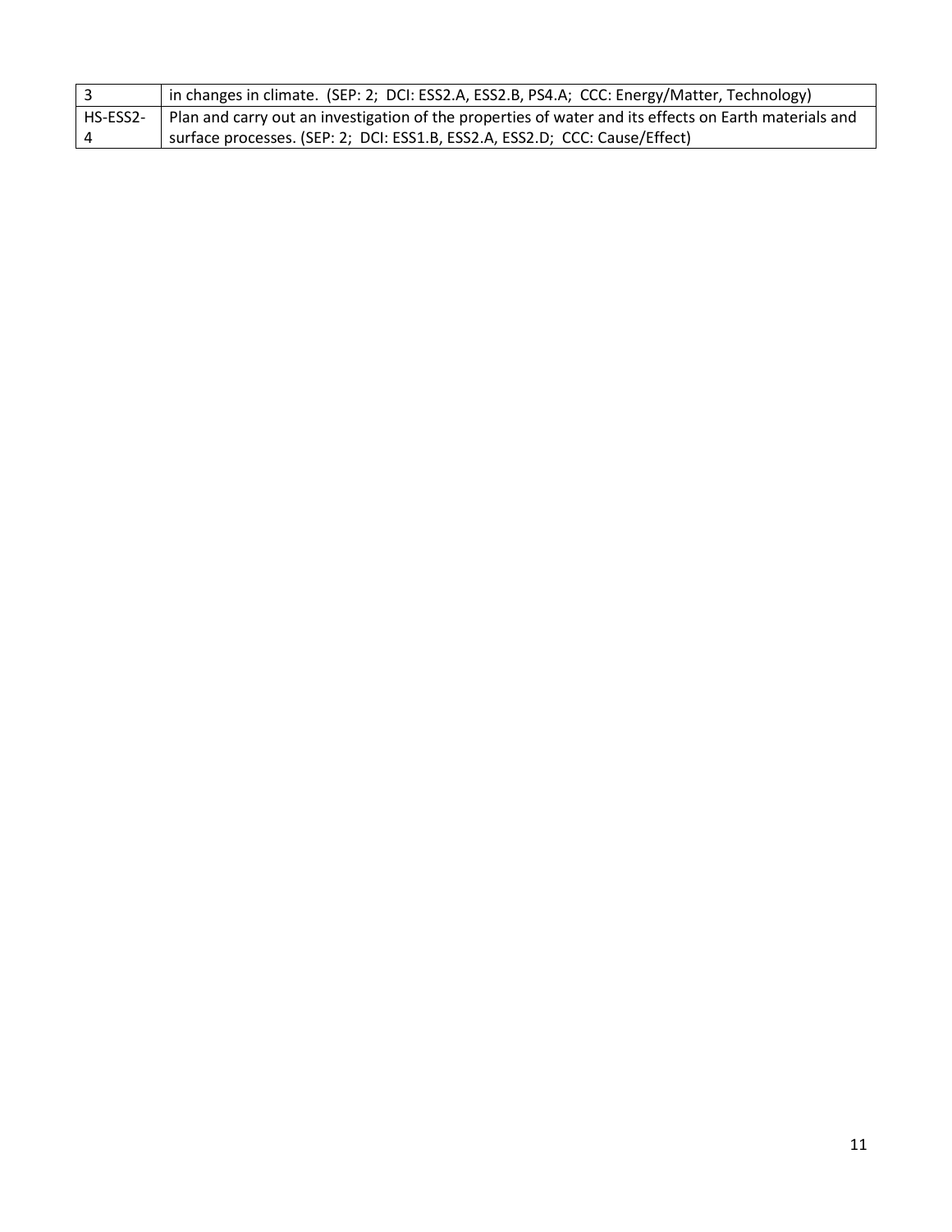| | |
|---|---|
| 3 | in changes in climate. (SEP: 2; DCI: ESS2.A, ESS2.B, PS4.A; CCC: Energy/Matter, Technology) |
| HS-ESS2-4 | Plan and carry out an investigation of the properties of water and its effects on Earth materials and surface processes. (SEP: 2; DCI: ESS1.B, ESS2.A, ESS2.D; CCC: Cause/Effect) |